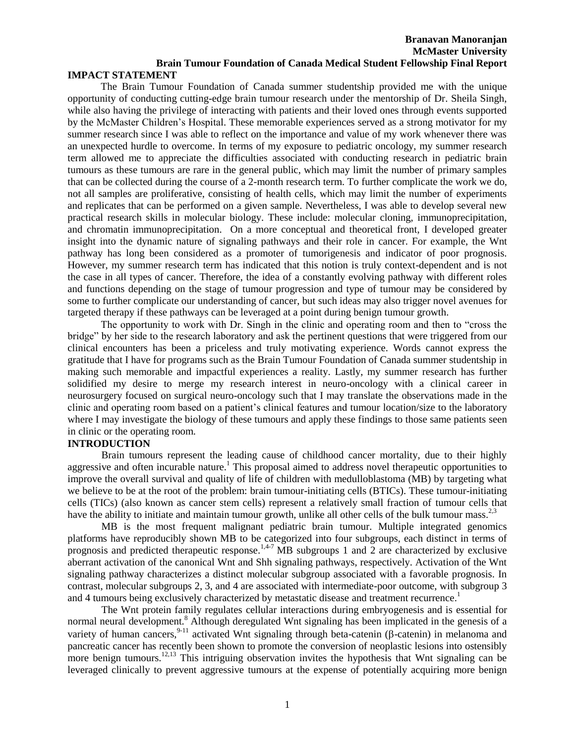**Branavan Manoranjan**
**McMaster University**
**Brain Tumour Foundation of Canada Medical Student Fellowship Final Report**

## IMPACT STATEMENT

The Brain Tumour Foundation of Canada summer studentship provided me with the unique opportunity of conducting cutting-edge brain tumour research under the mentorship of Dr. Sheila Singh, while also having the privilege of interacting with patients and their loved ones through events supported by the McMaster Children's Hospital. These memorable experiences served as a strong motivator for my summer research since I was able to reflect on the importance and value of my work whenever there was an unexpected hurdle to overcome. In terms of my exposure to pediatric oncology, my summer research term allowed me to appreciate the difficulties associated with conducting research in pediatric brain tumours as these tumours are rare in the general public, which may limit the number of primary samples that can be collected during the course of a 2-month research term. To further complicate the work we do, not all samples are proliferative, consisting of health cells, which may limit the number of experiments and replicates that can be performed on a given sample. Nevertheless, I was able to develop several new practical research skills in molecular biology. These include: molecular cloning, immunoprecipitation, and chromatin immunoprecipitation. On a more conceptual and theoretical front, I developed greater insight into the dynamic nature of signaling pathways and their role in cancer. For example, the Wnt pathway has long been considered as a promoter of tumorigenesis and indicator of poor prognosis. However, my summer research term has indicated that this notion is truly context-dependent and is not the case in all types of cancer. Therefore, the idea of a constantly evolving pathway with different roles and functions depending on the stage of tumour progression and type of tumour may be considered by some to further complicate our understanding of cancer, but such ideas may also trigger novel avenues for targeted therapy if these pathways can be leveraged at a point during benign tumour growth.

The opportunity to work with Dr. Singh in the clinic and operating room and then to "cross the bridge" by her side to the research laboratory and ask the pertinent questions that were triggered from our clinical encounters has been a priceless and truly motivating experience. Words cannot express the gratitude that I have for programs such as the Brain Tumour Foundation of Canada summer studentship in making such memorable and impactful experiences a reality. Lastly, my summer research has further solidified my desire to merge my research interest in neuro-oncology with a clinical career in neurosurgery focused on surgical neuro-oncology such that I may translate the observations made in the clinic and operating room based on a patient's clinical features and tumour location/size to the laboratory where I may investigate the biology of these tumours and apply these findings to those same patients seen in clinic or the operating room.

## INTRODUCTION

Brain tumours represent the leading cause of childhood cancer mortality, due to their highly aggressive and often incurable nature.[1] This proposal aimed to address novel therapeutic opportunities to improve the overall survival and quality of life of children with medulloblastoma (MB) by targeting what we believe to be at the root of the problem: brain tumour-initiating cells (BTICs). These tumour-initiating cells (TICs) (also known as cancer stem cells) represent a relatively small fraction of tumour cells that have the ability to initiate and maintain tumour growth, unlike all other cells of the bulk tumour mass.[2,3]

MB is the most frequent malignant pediatric brain tumour. Multiple integrated genomics platforms have reproducibly shown MB to be categorized into four subgroups, each distinct in terms of prognosis and predicted therapeutic response.[1,4-7] MB subgroups 1 and 2 are characterized by exclusive aberrant activation of the canonical Wnt and Shh signaling pathways, respectively. Activation of the Wnt signaling pathway characterizes a distinct molecular subgroup associated with a favorable prognosis. In contrast, molecular subgroups 2, 3, and 4 are associated with intermediate-poor outcome, with subgroup 3 and 4 tumours being exclusively characterized by metastatic disease and treatment recurrence.[1]

The Wnt protein family regulates cellular interactions during embryogenesis and is essential for normal neural development.[8] Although deregulated Wnt signaling has been implicated in the genesis of a variety of human cancers,[9-11] activated Wnt signaling through beta-catenin (β-catenin) in melanoma and pancreatic cancer has recently been shown to promote the conversion of neoplastic lesions into ostensibly more benign tumours.[12,13] This intriguing observation invites the hypothesis that Wnt signaling can be leveraged clinically to prevent aggressive tumours at the expense of potentially acquiring more benign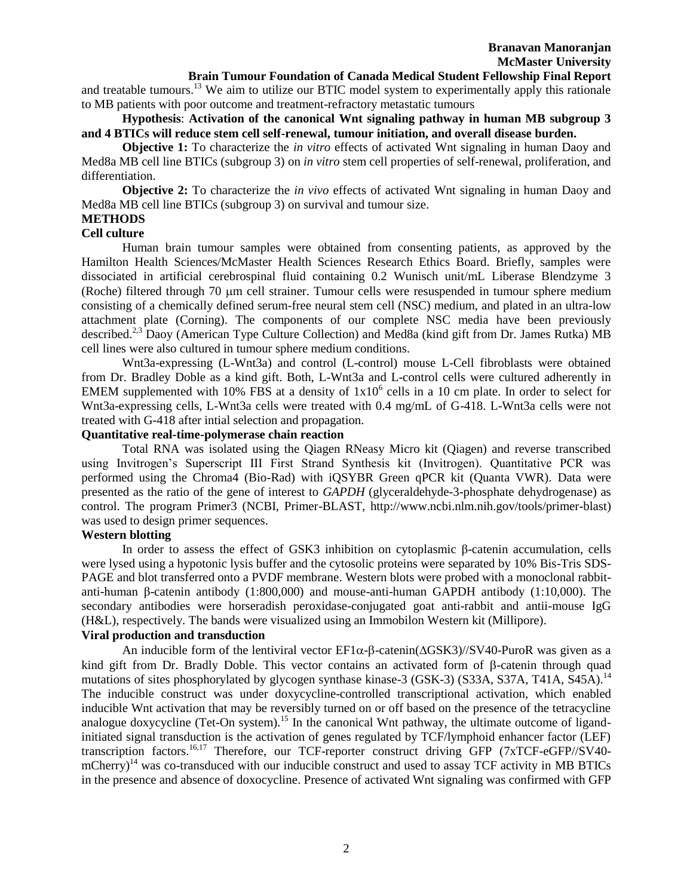and treatable tumours.[13] We aim to utilize our BTIC model system to experimentally apply this rationale to MB patients with poor outcome and treatment-refractory metastatic tumours

**Hypothesis**: **Activation of the canonical Wnt signaling pathway in human MB subgroup 3 and 4 BTICs will reduce stem cell self-renewal, tumour initiation, and overall disease burden.**

**Objective 1:** To characterize the *in vitro* effects of activated Wnt signaling in human Daoy and Med8a MB cell line BTICs (subgroup 3) on *in vitro* stem cell properties of self-renewal, proliferation, and differentiation.

**Objective 2:** To characterize the *in vivo* effects of activated Wnt signaling in human Daoy and Med8a MB cell line BTICs (subgroup 3) on survival and tumour size.

## METHODS

### Cell culture

Human brain tumour samples were obtained from consenting patients, as approved by the Hamilton Health Sciences/McMaster Health Sciences Research Ethics Board. Briefly, samples were dissociated in artificial cerebrospinal fluid containing 0.2 Wunisch unit/mL Liberase Blendzyme 3 (Roche) filtered through 70 μm cell strainer. Tumour cells were resuspended in tumour sphere medium consisting of a chemically defined serum-free neural stem cell (NSC) medium, and plated in an ultra-low attachment plate (Corning). The components of our complete NSC media have been previously described.[2,3] Daoy (American Type Culture Collection) and Med8a (kind gift from Dr. James Rutka) MB cell lines were also cultured in tumour sphere medium conditions.

Wnt3a-expressing (L-Wnt3a) and control (L-control) mouse L-Cell fibroblasts were obtained from Dr. Bradley Doble as a kind gift. Both, L-Wnt3a and L-control cells were cultured adherently in EMEM supplemented with 10% FBS at a density of $1x10^6$ cells in a 10 cm plate. In order to select for Wnt3a-expressing cells, L-Wnt3a cells were treated with 0.4 mg/mL of G-418. L-Wnt3a cells were not treated with G-418 after intial selection and propagation.

### Quantitative real-time-polymerase chain reaction

Total RNA was isolated using the Qiagen RNeasy Micro kit (Qiagen) and reverse transcribed using Invitrogen's Superscript III First Strand Synthesis kit (Invitrogen). Quantitative PCR was performed using the Chroma4 (Bio-Rad) with iQSYBR Green qPCR kit (Quanta VWR). Data were presented as the ratio of the gene of interest to *GAPDH* (glyceraldehyde-3-phosphate dehydrogenase) as control. The program Primer3 (NCBI, Primer-BLAST, http://www.ncbi.nlm.nih.gov/tools/primer-blast) was used to design primer sequences.

### Western blotting

In order to assess the effect of GSK3 inhibition on cytoplasmic β-catenin accumulation, cells were lysed using a hypotonic lysis buffer and the cytosolic proteins were separated by 10% Bis-Tris SDS-PAGE and blot transferred onto a PVDF membrane. Western blots were probed with a monoclonal rabbit-anti-human β-catenin antibody (1:800,000) and mouse-anti-human GAPDH antibody (1:10,000). The secondary antibodies were horseradish peroxidase-conjugated goat anti-rabbit and antii-mouse IgG (H&L), respectively. The bands were visualized using an Immobilon Western kit (Millipore).

### Viral production and transduction

An inducible form of the lentiviral vector EF1α-β-catenin(ΔGSK3)//SV40-PuroR was given as a kind gift from Dr. Bradly Doble. This vector contains an activated form of β-catenin through quad mutations of sites phosphorylated by glycogen synthase kinase-3 (GSK-3) (S33A, S37A, T41A, S45A).[14] The inducible construct was under doxycycline-controlled transcriptional activation, which enabled inducible Wnt activation that may be reversibly turned on or off based on the presence of the tetracycline analogue doxycycline (Tet-On system).[15] In the canonical Wnt pathway, the ultimate outcome of ligand-initiated signal transduction is the activation of genes regulated by TCF/lymphoid enhancer factor (LEF) transcription factors.[16,17] Therefore, our TCF-reporter construct driving GFP (7xTCF-eGFP//SV40-mCherry)[14] was co-transduced with our inducible construct and used to assay TCF activity in MB BTICs in the presence and absence of doxocycline. Presence of activated Wnt signaling was confirmed with GFP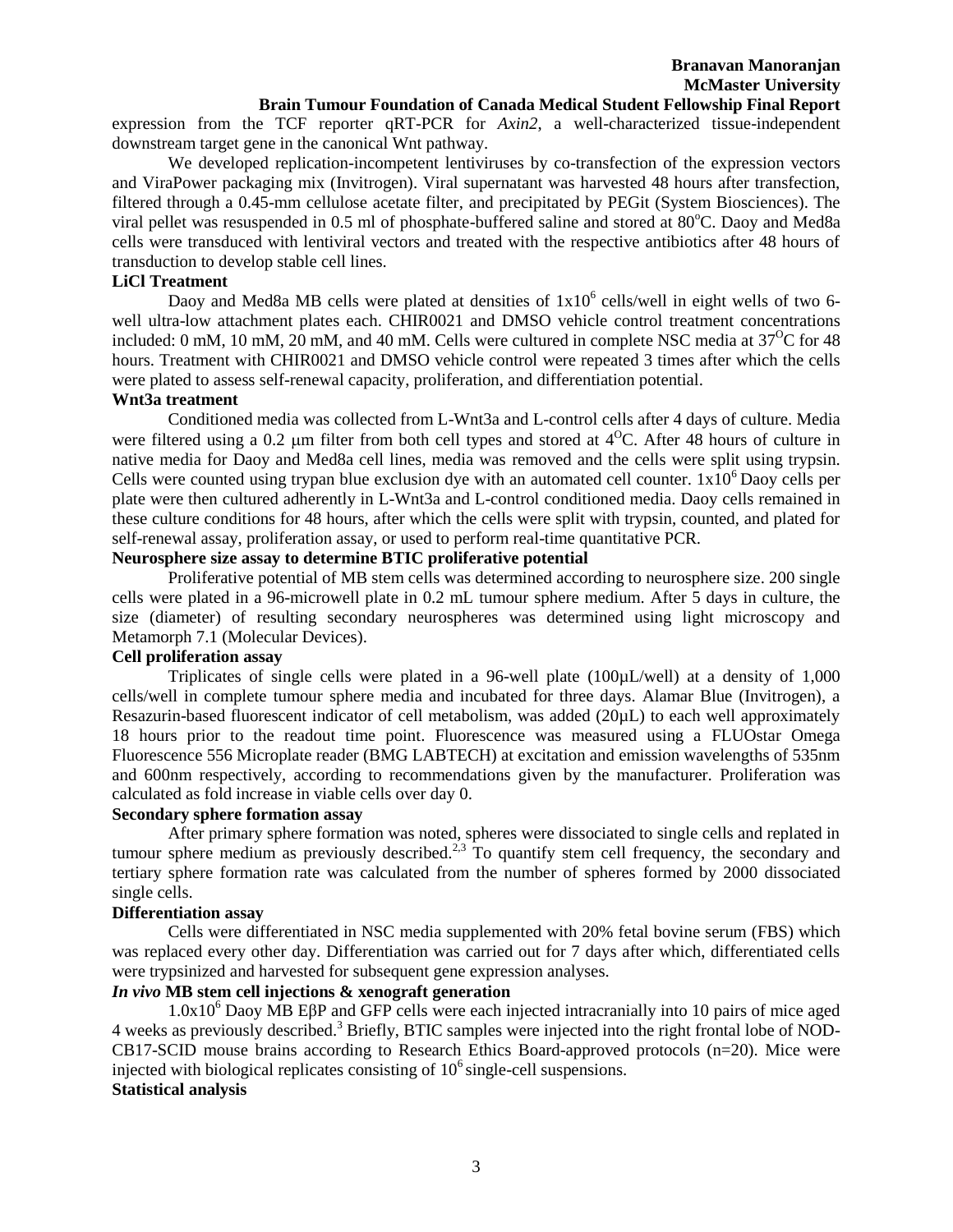expression from the TCF reporter qRT-PCR for *Axin2*, a well-characterized tissue-independent downstream target gene in the canonical Wnt pathway.

We developed replication-incompetent lentiviruses by co-transfection of the expression vectors and ViraPower packaging mix (Invitrogen). Viral supernatant was harvested 48 hours after transfection, filtered through a 0.45-mm cellulose acetate filter, and precipitated by PEGit (System Biosciences). The viral pellet was resuspended in 0.5 ml of phosphate-buffered saline and stored at 80°C. Daoy and Med8a cells were transduced with lentiviral vectors and treated with the respective antibiotics after 48 hours of transduction to develop stable cell lines.

**LiCl Treatment**

Daoy and Med8a MB cells were plated at densities of $1x10^6$ cells/well in eight wells of two 6-well ultra-low attachment plates each. CHIR0021 and DMSO vehicle control treatment concentrations included: 0 mM, 10 mM, 20 mM, and 40 mM. Cells were cultured in complete NSC media at 37°C for 48 hours. Treatment with CHIR0021 and DMSO vehicle control were repeated 3 times after which the cells were plated to assess self-renewal capacity, proliferation, and differentiation potential.

**Wnt3a treatment**

Conditioned media was collected from L-Wnt3a and L-control cells after 4 days of culture. Media were filtered using a 0.2 µm filter from both cell types and stored at 4°C. After 48 hours of culture in native media for Daoy and Med8a cell lines, media was removed and the cells were split using trypsin. Cells were counted using trypan blue exclusion dye with an automated cell counter. $1x10^6$ Daoy cells per plate were then cultured adherently in L-Wnt3a and L-control conditioned media. Daoy cells remained in these culture conditions for 48 hours, after which the cells were split with trypsin, counted, and plated for self-renewal assay, proliferation assay, or used to perform real-time quantitative PCR.

**Neurosphere size assay to determine BTIC proliferative potential**

Proliferative potential of MB stem cells was determined according to neurosphere size. 200 single cells were plated in a 96-microwell plate in 0.2 mL tumour sphere medium. After 5 days in culture, the size (diameter) of resulting secondary neurospheres was determined using light microscopy and Metamorph 7.1 (Molecular Devices).

**Cell proliferation assay**

Triplicates of single cells were plated in a 96-well plate (100µL/well) at a density of 1,000 cells/well in complete tumour sphere media and incubated for three days. Alamar Blue (Invitrogen), a Resazurin-based fluorescent indicator of cell metabolism, was added (20µL) to each well approximately 18 hours prior to the readout time point. Fluorescence was measured using a FLUOstar Omega Fluorescence 556 Microplate reader (BMG LABTECH) at excitation and emission wavelengths of 535nm and 600nm respectively, according to recommendations given by the manufacturer. Proliferation was calculated as fold increase in viable cells over day 0.

**Secondary sphere formation assay**

After primary sphere formation was noted, spheres were dissociated to single cells and replated in tumour sphere medium as previously described.[2,3] To quantify stem cell frequency, the secondary and tertiary sphere formation rate was calculated from the number of spheres formed by 2000 dissociated single cells.

**Differentiation assay**

Cells were differentiated in NSC media supplemented with 20% fetal bovine serum (FBS) which was replaced every other day. Differentiation was carried out for 7 days after which, differentiated cells were trypsinized and harvested for subsequent gene expression analyses.

***In vivo* MB stem cell injections & xenograft generation**

$1.0x10^6$ Daoy MB EβP and GFP cells were each injected intracranially into 10 pairs of mice aged 4 weeks as previously described.[3] Briefly, BTIC samples were injected into the right frontal lobe of NOD-CB17-SCID mouse brains according to Research Ethics Board-approved protocols (n=20). Mice were injected with biological replicates consisting of $10^6$ single-cell suspensions.

**Statistical analysis**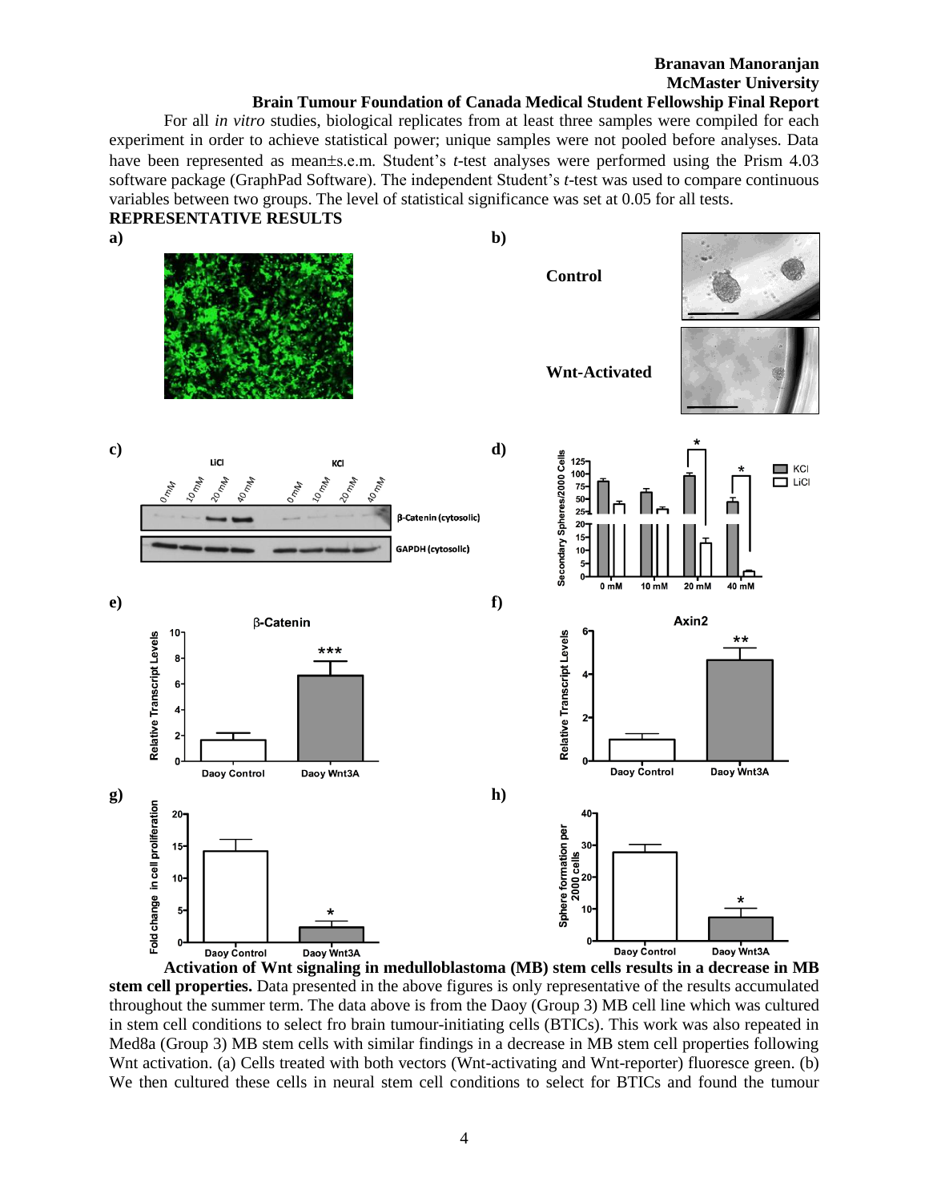For all *in vitro* studies, biological replicates from at least three samples were compiled for each experiment in order to achieve statistical power; unique samples were not pooled before analyses. Data have been represented as mean±s.e.m. Student's *t*-test analyses were performed using the Prism 4.03 software package (GraphPad Software). The independent Student's *t*-test was used to compare continuous variables between two groups. The level of statistical significance was set at 0.05 for all tests.

## REPRESENTATIVE RESULTS

**Activation of Wnt signaling in medulloblastoma (MB) stem cells results in a decrease in MB stem cell properties.** Data presented in the above figures is only representative of the results accumulated throughout the summer term. The data above is from the Daoy (Group 3) MB cell line which was cultured in stem cell conditions to select fro brain tumour-initiating cells (BTICs). This work was also repeated in Med8a (Group 3) MB stem cells with similar findings in a decrease in MB stem cell properties following Wnt activation. (a) Cells treated with both vectors (Wnt-activating and Wnt-reporter) fluoresce green. (b) We then cultured these cells in neural stem cell conditions to select for BTICs and found the tumour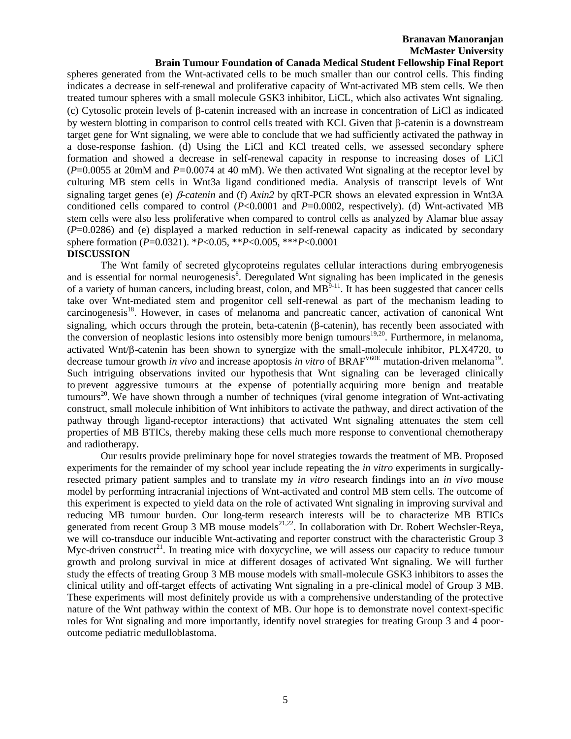spheres generated from the Wnt-activated cells to be much smaller than our control cells. This finding indicates a decrease in self-renewal and proliferative capacity of Wnt-activated MB stem cells. We then treated tumour spheres with a small molecule GSK3 inhibitor, LiCL, which also activates Wnt signaling. (c) Cytosolic protein levels of β-catenin increased with an increase in concentration of LiCl as indicated by western blotting in comparison to control cells treated with KCl. Given that β-catenin is a downstream target gene for Wnt signaling, we were able to conclude that we had sufficiently activated the pathway in a dose-response fashion. (d) Using the LiCl and KCl treated cells, we assessed secondary sphere formation and showed a decrease in self-renewal capacity in response to increasing doses of LiCl ($P$=0.0055 at 20mM and $P$=0.0074 at 40 mM). We then activated Wnt signaling at the receptor level by culturing MB stem cells in Wnt3a ligand conditioned media. Analysis of transcript levels of Wnt signaling target genes (e) *β-catenin* and (f) *Axin2* by qRT-PCR shows an elevated expression in Wnt3A conditioned cells compared to control ($P$<0.0001 and $P$=0.0002, respectively). (d) Wnt-activated MB stem cells were also less proliferative when compared to control cells as analyzed by Alamar blue assay ($P$=0.0286) and (e) displayed a marked reduction in self-renewal capacity as indicated by secondary sphere formation ($P$=0.0321). \*$P$<0.05, \*\*$P$<0.005, \*\*\*$P$<0.0001

**DISCUSSION**

The Wnt family of secreted glycoproteins regulates cellular interactions during embryogenesis and is essential for normal neurogenesis[8]. Deregulated Wnt signaling has been implicated in the genesis of a variety of human cancers, including breast, colon, and MB[9-11]. It has been suggested that cancer cells take over Wnt-mediated stem and progenitor cell self-renewal as part of the mechanism leading to carcinogenesis[18]. However, in cases of melanoma and pancreatic cancer, activation of canonical Wnt signaling, which occurs through the protein, beta-catenin (β-catenin), has recently been associated with the conversion of neoplastic lesions into ostensibly more benign tumours[19,20]. Furthermore, in melanoma, activated Wnt/β-catenin has been shown to synergize with the small-molecule inhibitor, PLX4720, to decrease tumour growth *in vivo* and increase apoptosis *in vitro* of $BRAF^{V60E}$ mutation-driven melanoma[19]. Such intriguing observations invited our hypothesis that Wnt signaling can be leveraged clinically to prevent aggressive tumours at the expense of potentially acquiring more benign and treatable tumours[20]. We have shown through a number of techniques (viral genome integration of Wnt-activating construct, small molecule inhibition of Wnt inhibitors to activate the pathway, and direct activation of the pathway through ligand-receptor interactions) that activated Wnt signaling attenuates the stem cell properties of MB BTICs, thereby making these cells much more response to conventional chemotherapy and radiotherapy.

Our results provide preliminary hope for novel strategies towards the treatment of MB. Proposed experiments for the remainder of my school year include repeating the *in vitro* experiments in surgically-resected primary patient samples and to translate my *in vitro* research findings into an *in vivo* mouse model by performing intracranial injections of Wnt-activated and control MB stem cells. The outcome of this experiment is expected to yield data on the role of activated Wnt signaling in improving survival and reducing MB tumour burden. Our long-term research interests will be to characterize MB BTICs generated from recent Group 3 MB mouse models[21,22]. In collaboration with Dr. Robert Wechsler-Reya, we will co-transduce our inducible Wnt-activating and reporter construct with the characteristic Group 3 Myc-driven construct[21]. In treating mice with doxycycline, we will assess our capacity to reduce tumour growth and prolong survival in mice at different dosages of activated Wnt signaling. We will further study the effects of treating Group 3 MB mouse models with small-molecule GSK3 inhibitors to asses the clinical utility and off-target effects of activating Wnt signaling in a pre-clinical model of Group 3 MB. These experiments will most definitely provide us with a comprehensive understanding of the protective nature of the Wnt pathway within the context of MB. Our hope is to demonstrate novel context-specific roles for Wnt signaling and more importantly, identify novel strategies for treating Group 3 and 4 poor-outcome pediatric medulloblastoma.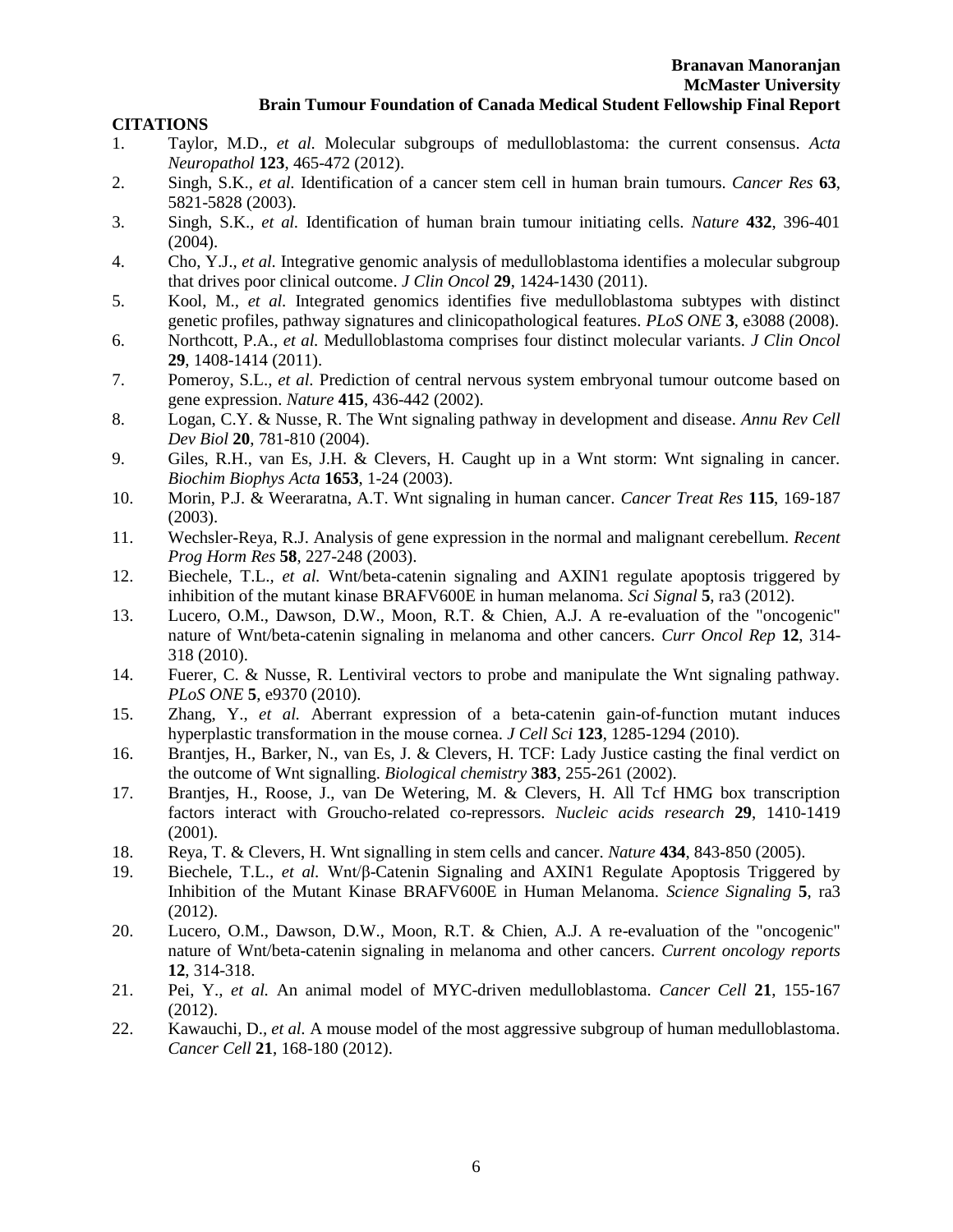**CITATIONS**

1. Taylor, M.D., *et al.* Molecular subgroups of medulloblastoma: the current consensus. *Acta Neuropathol* **123**, 465-472 (2012).
2. Singh, S.K., *et al.* Identification of a cancer stem cell in human brain tumours. *Cancer Res* **63**, 5821-5828 (2003).
3. Singh, S.K., *et al.* Identification of human brain tumour initiating cells. *Nature* **432**, 396-401 (2004).
4. Cho, Y.J., *et al.* Integrative genomic analysis of medulloblastoma identifies a molecular subgroup that drives poor clinical outcome. *J Clin Oncol* **29**, 1424-1430 (2011).
5. Kool, M., *et al.* Integrated genomics identifies five medulloblastoma subtypes with distinct genetic profiles, pathway signatures and clinicopathological features. *PLoS ONE* **3**, e3088 (2008).
6. Northcott, P.A., *et al.* Medulloblastoma comprises four distinct molecular variants. *J Clin Oncol* **29**, 1408-1414 (2011).
7. Pomeroy, S.L., *et al.* Prediction of central nervous system embryonal tumour outcome based on gene expression. *Nature* **415**, 436-442 (2002).
8. Logan, C.Y. & Nusse, R. The Wnt signaling pathway in development and disease. *Annu Rev Cell Dev Biol* **20**, 781-810 (2004).
9. Giles, R.H., van Es, J.H. & Clevers, H. Caught up in a Wnt storm: Wnt signaling in cancer. *Biochim Biophys Acta* **1653**, 1-24 (2003).
10. Morin, P.J. & Weeraratna, A.T. Wnt signaling in human cancer. *Cancer Treat Res* **115**, 169-187 (2003).
11. Wechsler-Reya, R.J. Analysis of gene expression in the normal and malignant cerebellum. *Recent Prog Horm Res* **58**, 227-248 (2003).
12. Biechele, T.L., *et al.* Wnt/beta-catenin signaling and AXIN1 regulate apoptosis triggered by inhibition of the mutant kinase BRAFV600E in human melanoma. *Sci Signal* **5**, ra3 (2012).
13. Lucero, O.M., Dawson, D.W., Moon, R.T. & Chien, A.J. A re-evaluation of the "oncogenic" nature of Wnt/beta-catenin signaling in melanoma and other cancers. *Curr Oncol Rep* **12**, 314-318 (2010).
14. Fuerer, C. & Nusse, R. Lentiviral vectors to probe and manipulate the Wnt signaling pathway. *PLoS ONE* **5**, e9370 (2010).
15. Zhang, Y., *et al.* Aberrant expression of a beta-catenin gain-of-function mutant induces hyperplastic transformation in the mouse cornea. *J Cell Sci* **123**, 1285-1294 (2010).
16. Brantjes, H., Barker, N., van Es, J. & Clevers, H. TCF: Lady Justice casting the final verdict on the outcome of Wnt signalling. *Biological chemistry* **383**, 255-261 (2002).
17. Brantjes, H., Roose, J., van De Wetering, M. & Clevers, H. All Tcf HMG box transcription factors interact with Groucho-related co-repressors. *Nucleic acids research* **29**, 1410-1419 (2001).
18. Reya, T. & Clevers, H. Wnt signalling in stem cells and cancer. *Nature* **434**, 843-850 (2005).
19. Biechele, T.L., *et al.* Wnt/β-Catenin Signaling and AXIN1 Regulate Apoptosis Triggered by Inhibition of the Mutant Kinase BRAFV600E in Human Melanoma. *Science Signaling* **5**, ra3 (2012).
20. Lucero, O.M., Dawson, D.W., Moon, R.T. & Chien, A.J. A re-evaluation of the "oncogenic" nature of Wnt/beta-catenin signaling in melanoma and other cancers. *Current oncology reports* **12**, 314-318.
21. Pei, Y., *et al.* An animal model of MYC-driven medulloblastoma. *Cancer Cell* **21**, 155-167 (2012).
22. Kawauchi, D., *et al.* A mouse model of the most aggressive subgroup of human medulloblastoma. *Cancer Cell* **21**, 168-180 (2012).